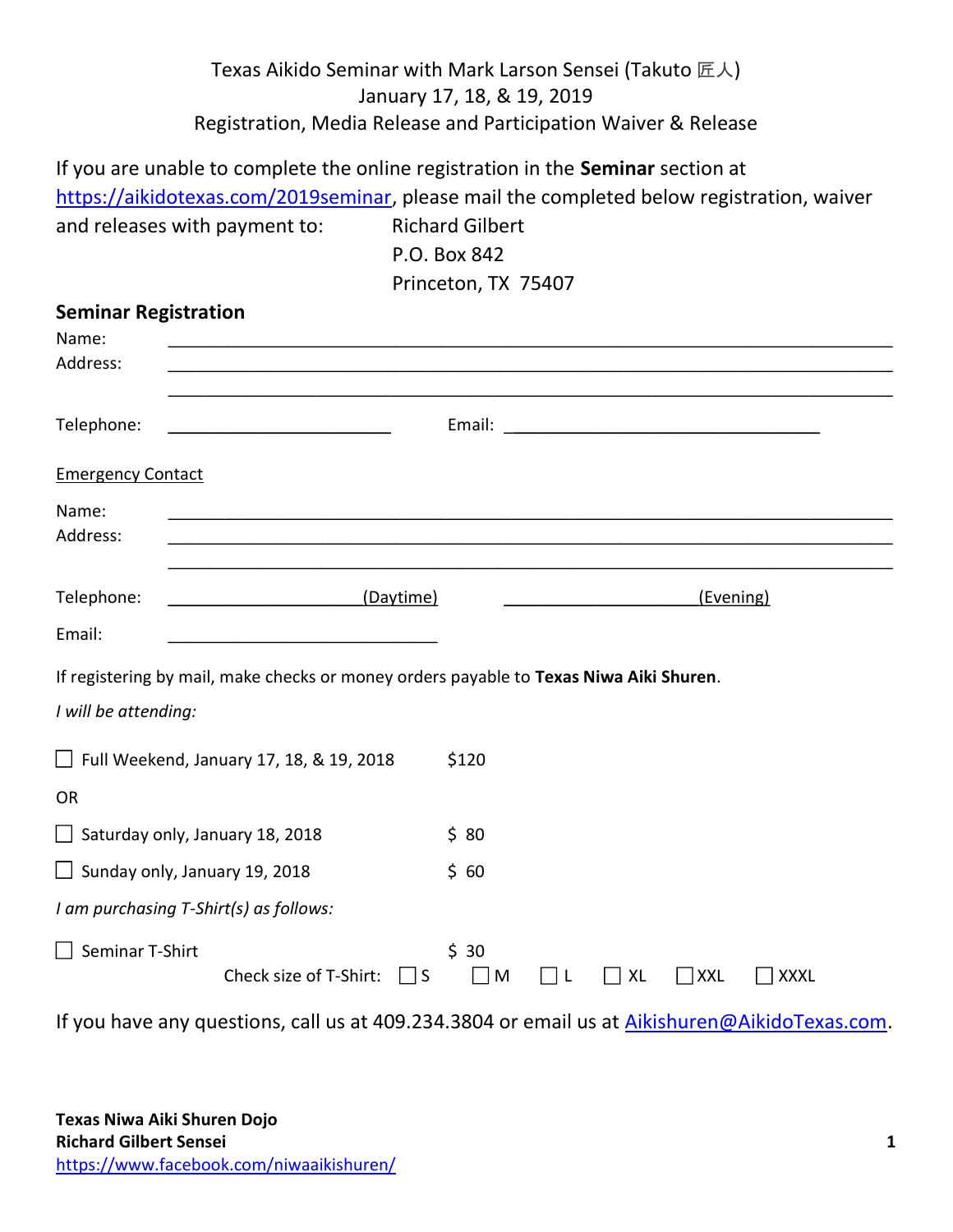Texas Aikido Seminar with Mark Larson Sensei (Takuto 匠人)
January 17, 18, & 19, 2019
Registration, Media Release and Participation Waiver & Release

If you are unable to complete the online registration in the **Seminar** section at https://aikidotexas.com/2019seminar, please mail the completed below registration, waiver and releases with payment to:

Richard Gilbert
P.O. Box 842
Princeton, TX 75407

## Seminar Registration

Name: ______________________________________________________________

Address: ______________________________________________________________

______________________________________________________________

Telephone: ________________________ Email: ________________________________

Emergency Contact

Name: ______________________________________________________________

Address: ______________________________________________________________

______________________________________________________________

Telephone: ____________________(Daytime) ____________________(Evening)

Email: ____________________________

If registering by mail, make checks or money orders payable to **Texas Niwa Aiki Shuren**.

*I will be attending:*

☐ Full Weekend, January 17, 18, & 19, 2018 $120

OR

☐ Saturday only, January 18, 2018 $ 80

☐ Sunday only, January 19, 2018 $ 60

*I am purchasing T-Shirt(s) as follows:*

☐ Seminar T-Shirt $ 30

Check size of T-Shirt: ☐ S ☐ M ☐ L ☐ XL ☐ XXL ☐ XXXL

If you have any questions, call us at 409.234.3804 or email us at Aikishuren@AikidoTexas.com.

**Texas Niwa Aiki Shuren Dojo**
**Richard Gilbert Sensei**
https://www.facebook.com/niwaaikishuren/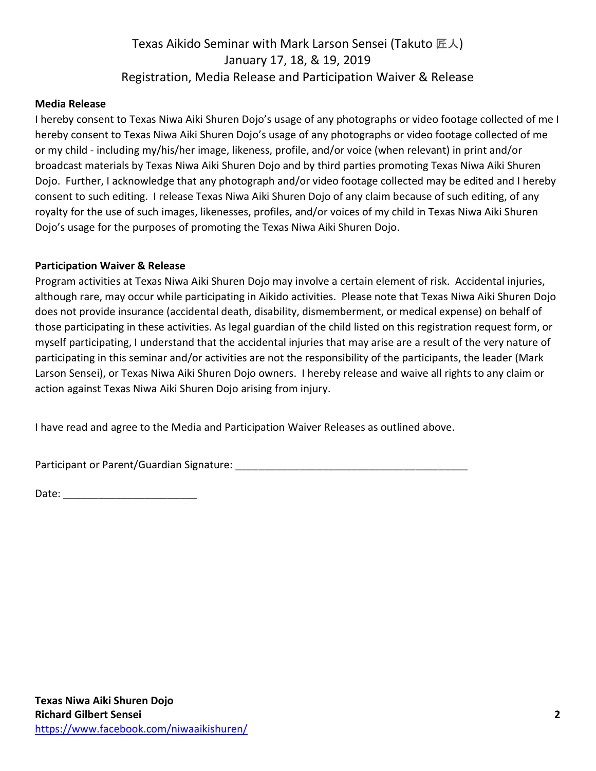Texas Aikido Seminar with Mark Larson Sensei (Takuto 匠人)
January 17, 18, & 19, 2019
Registration, Media Release and Participation Waiver & Release

**Media Release**

I hereby consent to Texas Niwa Aiki Shuren Dojo's usage of any photographs or video footage collected of me I hereby consent to Texas Niwa Aiki Shuren Dojo's usage of any photographs or video footage collected of me or my child - including my/his/her image, likeness, profile, and/or voice (when relevant) in print and/or broadcast materials by Texas Niwa Aiki Shuren Dojo and by third parties promoting Texas Niwa Aiki Shuren Dojo. Further, I acknowledge that any photograph and/or video footage collected may be edited and I hereby consent to such editing. I release Texas Niwa Aiki Shuren Dojo of any claim because of such editing, of any royalty for the use of such images, likenesses, profiles, and/or voices of my child in Texas Niwa Aiki Shuren Dojo's usage for the purposes of promoting the Texas Niwa Aiki Shuren Dojo.

**Participation Waiver & Release**

Program activities at Texas Niwa Aiki Shuren Dojo may involve a certain element of risk. Accidental injuries, although rare, may occur while participating in Aikido activities. Please note that Texas Niwa Aiki Shuren Dojo does not provide insurance (accidental death, disability, dismemberment, or medical expense) on behalf of those participating in these activities. As legal guardian of the child listed on this registration request form, or myself participating, I understand that the accidental injuries that may arise are a result of the very nature of participating in this seminar and/or activities are not the responsibility of the participants, the leader (Mark Larson Sensei), or Texas Niwa Aiki Shuren Dojo owners. I hereby release and waive all rights to any claim or action against Texas Niwa Aiki Shuren Dojo arising from injury.

I have read and agree to the Media and Participation Waiver Releases as outlined above.

Participant or Parent/Guardian Signature: ________________________________________

Date: ______________________

**Texas Niwa Aiki Shuren Dojo**
**Richard Gilbert Sensei**
https://www.facebook.com/niwaaikishuren/